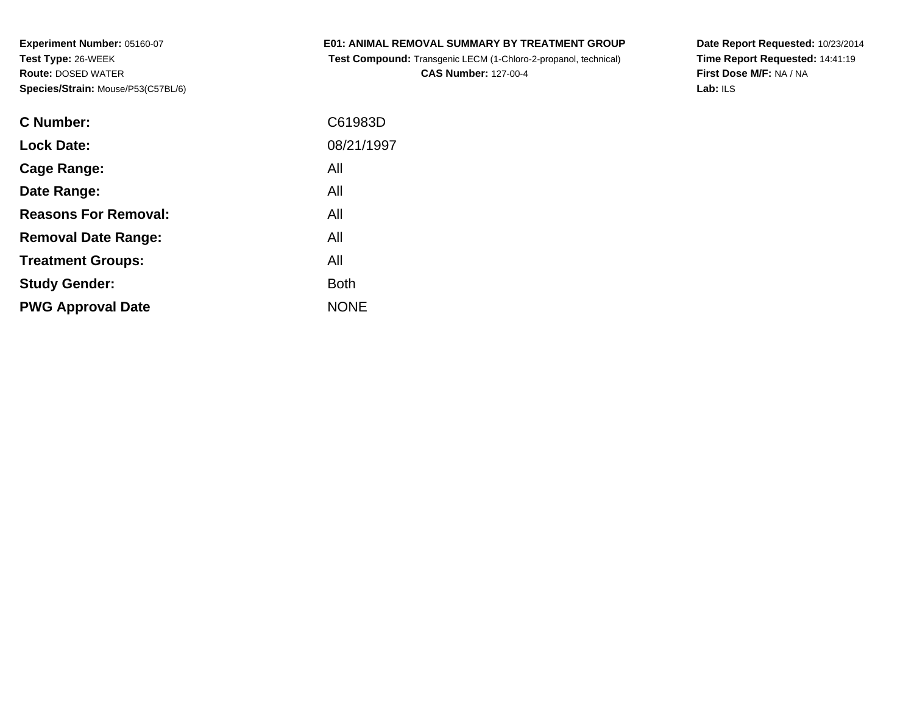**Experiment Number:** 05160-07
**Test Type:** 26-WEEK
**Route:** DOSED WATER
**Species/Strain:** Mouse/P53(C57BL/6)

**E01: ANIMAL REMOVAL SUMMARY BY TREATMENT GROUP**
**Test Compound:** Transgenic LECM (1-Chloro-2-propanol, technical)
**CAS Number:** 127-00-4

**Date Report Requested:** 10/23/2014
**Time Report Requested:** 14:41:19
**First Dose M/F:** NA / NA
**Lab:** ILS

| | |
|---|---|
| **C Number:** | C61983D |
| **Lock Date:** | 08/21/1997 |
| **Cage Range:** | All |
| **Date Range:** | All |
| **Reasons For Removal:** | All |
| **Removal Date Range:** | All |
| **Treatment Groups:** | All |
| **Study Gender:** | Both |
| **PWG Approval Date** | NONE |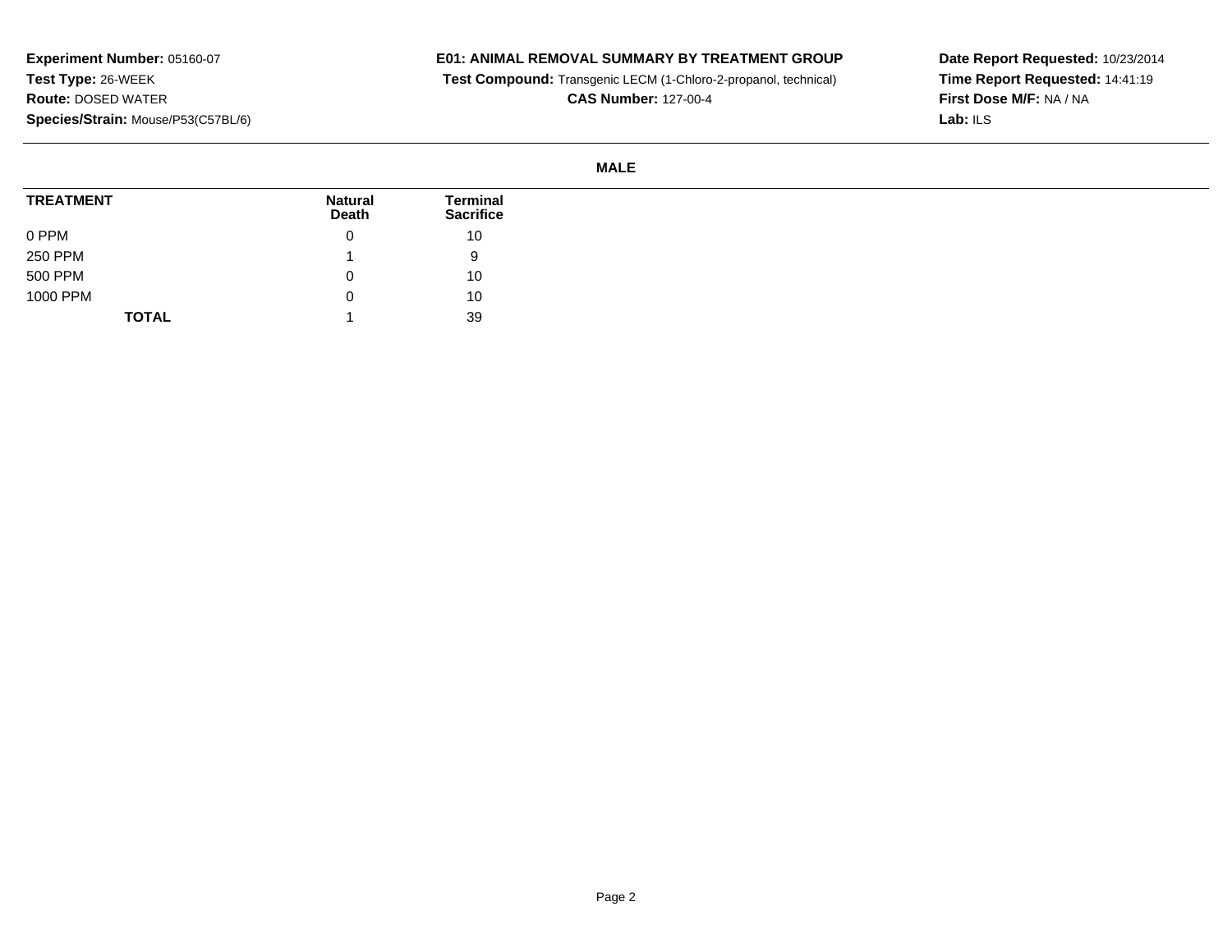**Experiment Number:** 05160-07
**Test Type:** 26-WEEK
**Route:** DOSED WATER
**Species/Strain:** Mouse/P53(C57BL/6)

**E01: ANIMAL REMOVAL SUMMARY BY TREATMENT GROUP**
**Test Compound:** Transgenic LECM (1-Chloro-2-propanol, technical)
**CAS Number:** 127-00-4

**Date Report Requested:** 10/23/2014
**Time Report Requested:** 14:41:19
**First Dose M/F:** NA / NA
**Lab:** ILS

**MALE**

| TREATMENT | Natural Death | Terminal Sacrifice |
|---|---|---|
| 0 PPM | 0 | 10 |
| 250 PPM | 1 | 9 |
| 500 PPM | 0 | 10 |
| 1000 PPM | 0 | 10 |
| **TOTAL** | 1 | 39 |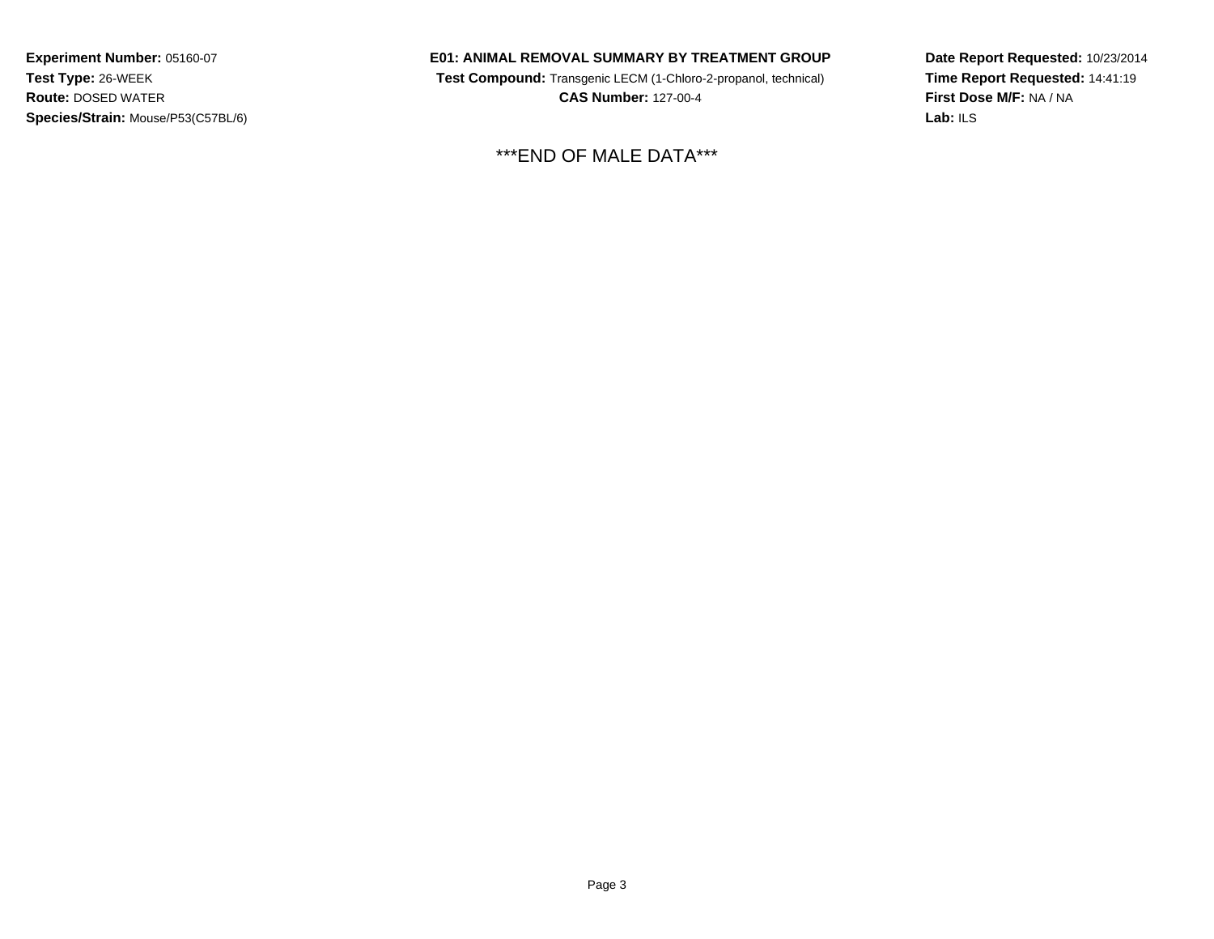**Experiment Number:** 05160-07
**Test Type:** 26-WEEK
**Route:** DOSED WATER
**Species/Strain:** Mouse/P53(C57BL/6)

**E01: ANIMAL REMOVAL SUMMARY BY TREATMENT GROUP**
**Test Compound:** Transgenic LECM (1-Chloro-2-propanol, technical)
**CAS Number:** 127-00-4

**Date Report Requested:** 10/23/2014
**Time Report Requested:** 14:41:19
**First Dose M/F:** NA / NA
**Lab:** ILS

***END OF MALE DATA***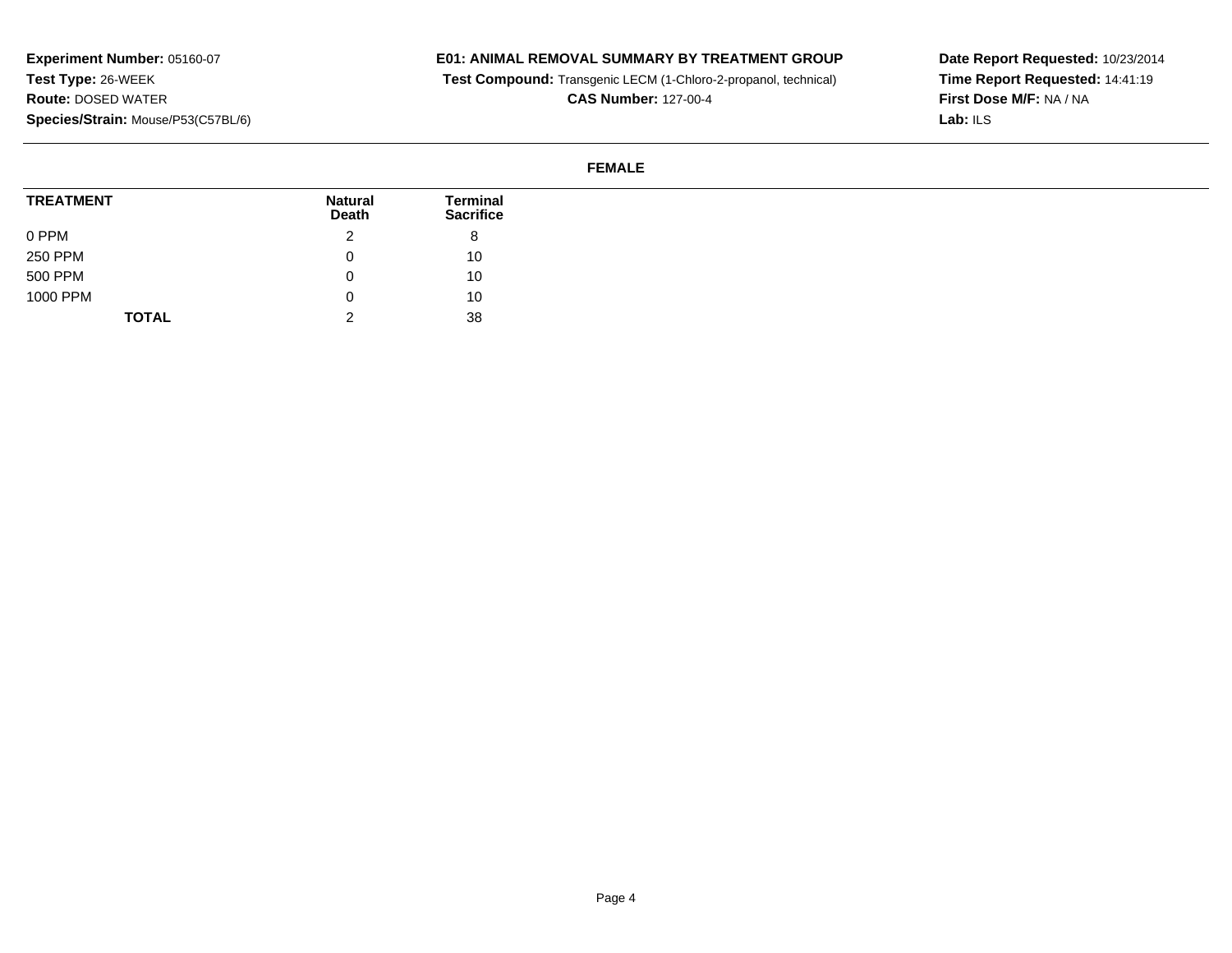**Experiment Number:** 05160-07
**Test Type:** 26-WEEK
**Route:** DOSED WATER
**Species/Strain:** Mouse/P53(C57BL/6)

**E01: ANIMAL REMOVAL SUMMARY BY TREATMENT GROUP**
**Test Compound:** Transgenic LECM (1-Chloro-2-propanol, technical)
**CAS Number:** 127-00-4

**Date Report Requested:** 10/23/2014
**Time Report Requested:** 14:41:19
**First Dose M/F:** NA / NA
**Lab:** ILS

**FEMALE**

| TREATMENT | Natural Death | Terminal Sacrifice |
|---|---|---|
| 0 PPM | 2 | 8 |
| 250 PPM | 0 | 10 |
| 500 PPM | 0 | 10 |
| 1000 PPM | 0 | 10 |
| **TOTAL** | 2 | 38 |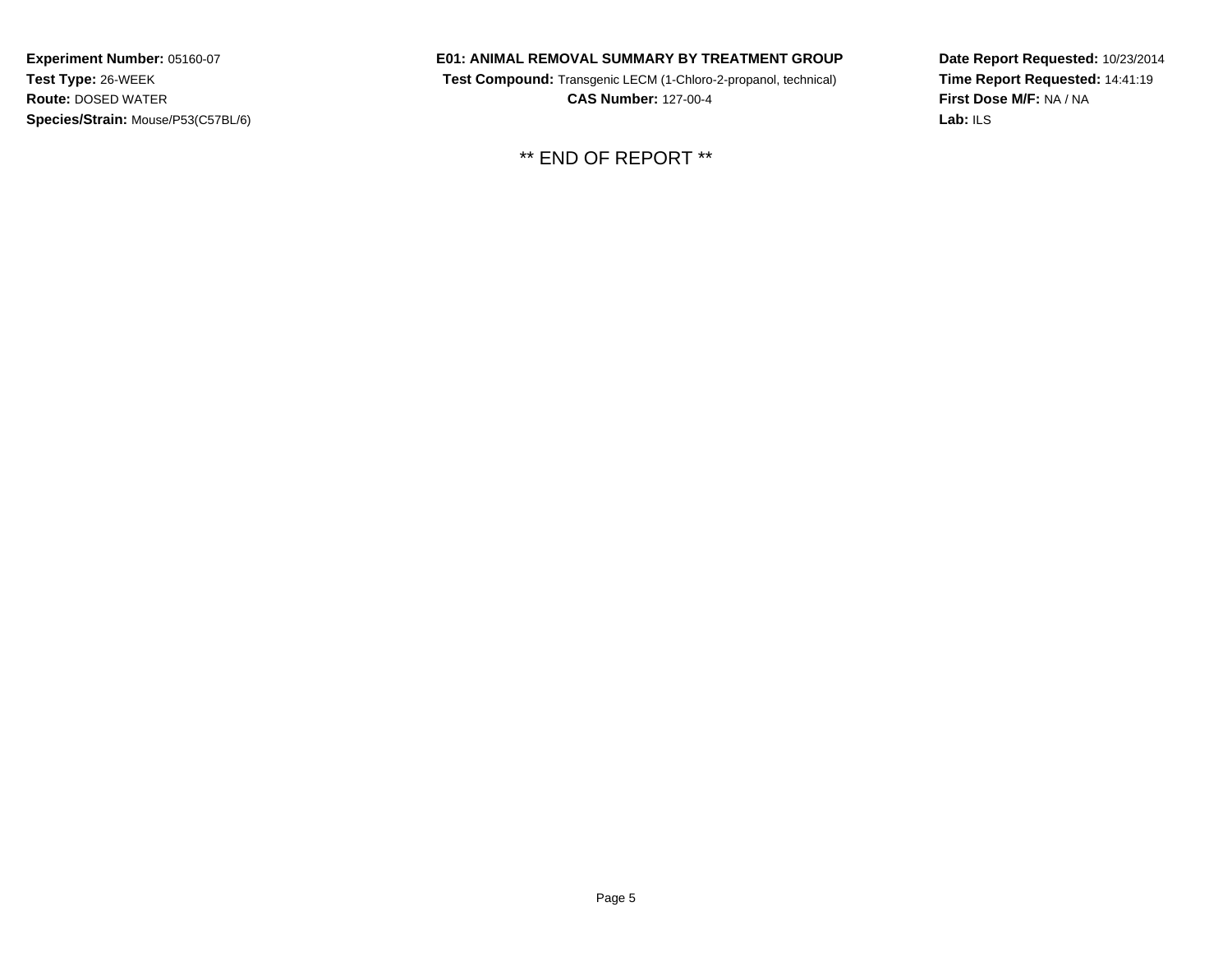**Experiment Number:** 05160-07
**Test Type:** 26-WEEK
**Route:** DOSED WATER
**Species/Strain:** Mouse/P53(C57BL/6)

**E01: ANIMAL REMOVAL SUMMARY BY TREATMENT GROUP**
**Test Compound:** Transgenic LECM (1-Chloro-2-propanol, technical)
**CAS Number:** 127-00-4

**Date Report Requested:** 10/23/2014
**Time Report Requested:** 14:41:19
**First Dose M/F:** NA / NA
**Lab:** ILS

** END OF REPORT **